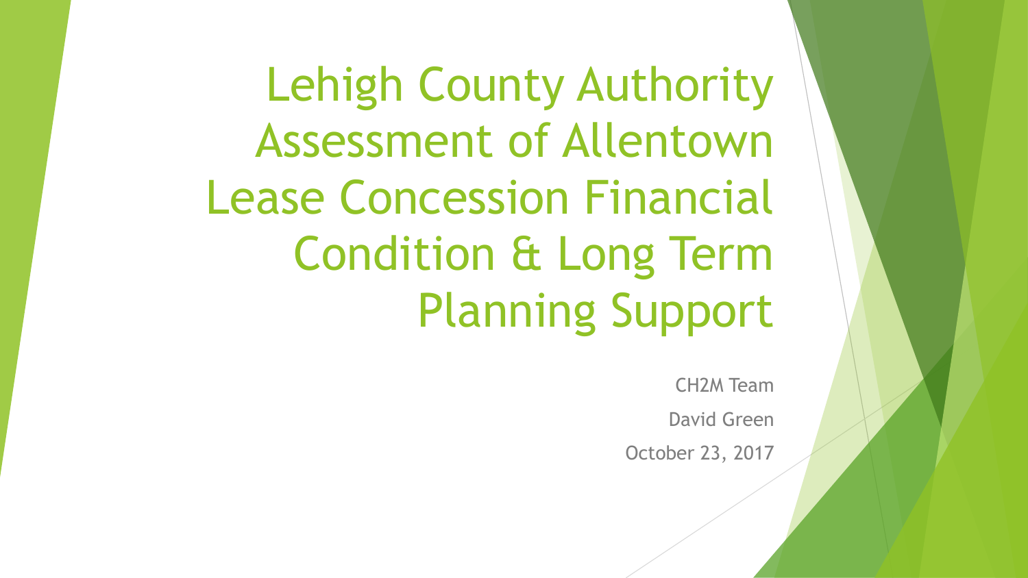# Lehigh County Authority Assessment of Allentown Lease Concession Financial Condition & Long Term Planning Support

CH2M Team

David Green

October 23, 2017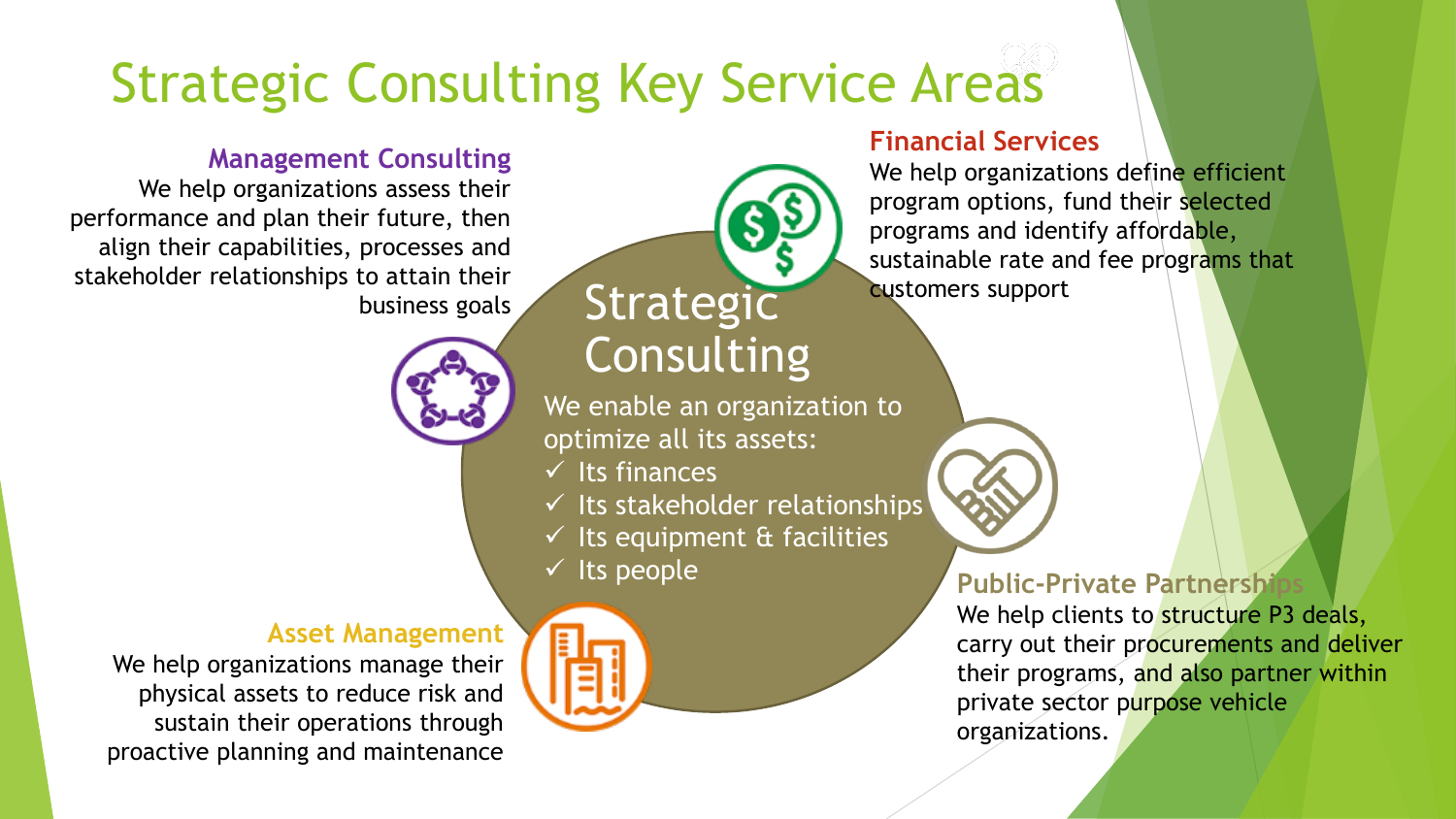# Strategic Consulting Key Service Areas

### Management Consulting

We help organizations assess their performance and plan their future, then align their capabilities, processes and stakeholder relationships to attain their business goals

### Financial Services

We help organizations define efficient program options, fund their selected programs and identify affordable, sustainable rate and fee programs that customers support

## Strategic Consulting

We enable an organization to optimize all its assets:

- ✓ Its finances
- ✓ Its stakeholder relationships
- ✓ Its equipment & facilities
- ✓ Its people

### Asset Management

We help organizations manage their physical assets to reduce risk and sustain their operations through proactive planning and maintenance

### Public-Private Partnerships

We help clients to structure P3 deals, carry out their procurements and deliver their programs, and also partner within private sector purpose vehicle organizations.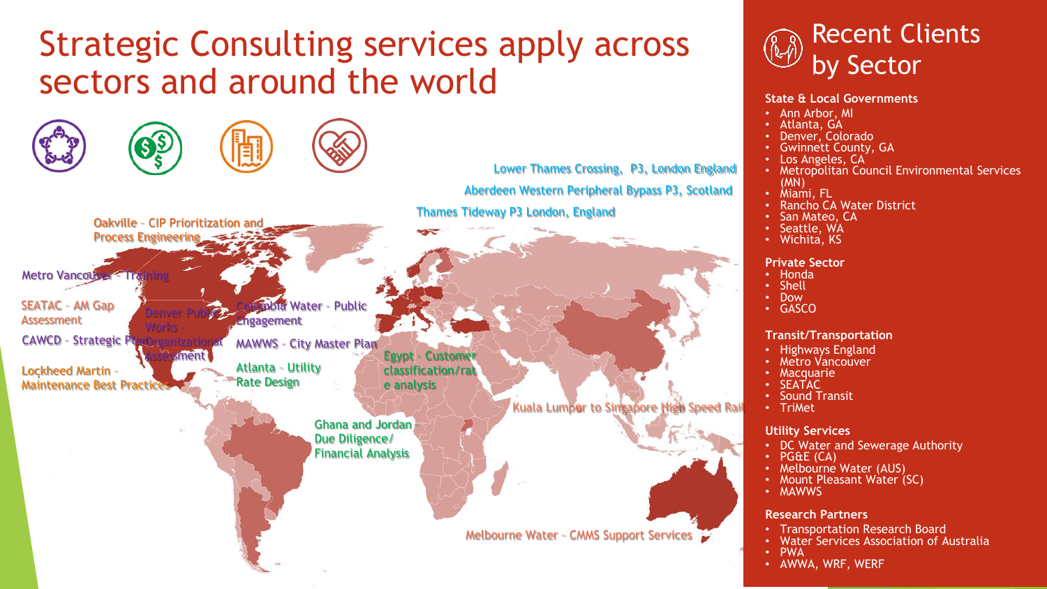# Strategic Consulting services apply across sectors and around the world

Lower Thames Crossing, P3, London England

Aberdeen Western Peripheral Bypass P3, Scotland

Thames Tideway P3 London, England

Oakville - CIP Prioritization and Process Engineering

Metro Vancouver - Training

SEATAC - AM Gap Assessment

Denver Public Works - Organizational Assessment

Columbia Water - Public Engagement

CAWCD - Strategic Plan

MAWWS - City Master Plan

Egypt - Customer classification/rate analysis

Lockheed Martin - Maintenance Best Practices

Atlanta - Utility Rate Design

Kuala Lumpur to Singapore High Speed Rail

Ghana and Jordan Due Diligence/ Financial Analysis

Melbourne Water - CMMS Support Services

## Recent Clients by Sector

### State & Local Governments

- Ann Arbor, MI
- Atlanta, GA
- Denver, Colorado
- Gwinnett County, GA
- Los Angeles, CA
- Metropolitan Council Environmental Services (MN)
- Miami, FL
- Rancho CA Water District
- San Mateo, CA
- Seattle, WA
- Wichita, KS

### Private Sector

- Honda
- Shell
- Dow
- GASCO

### Transit/Transportation

- Highways England
- Metro Vancouver
- Macquarie
- SEATAC
- Sound Transit
- TriMet

### Utility Services

- DC Water and Sewerage Authority
- PG&E (CA)
- Melbourne Water (AUS)
- Mount Pleasant Water (SC)
- MAWWS

### Research Partners

- Transportation Research Board
- Water Services Association of Australia
- PWA
- AWWA, WRF, WERF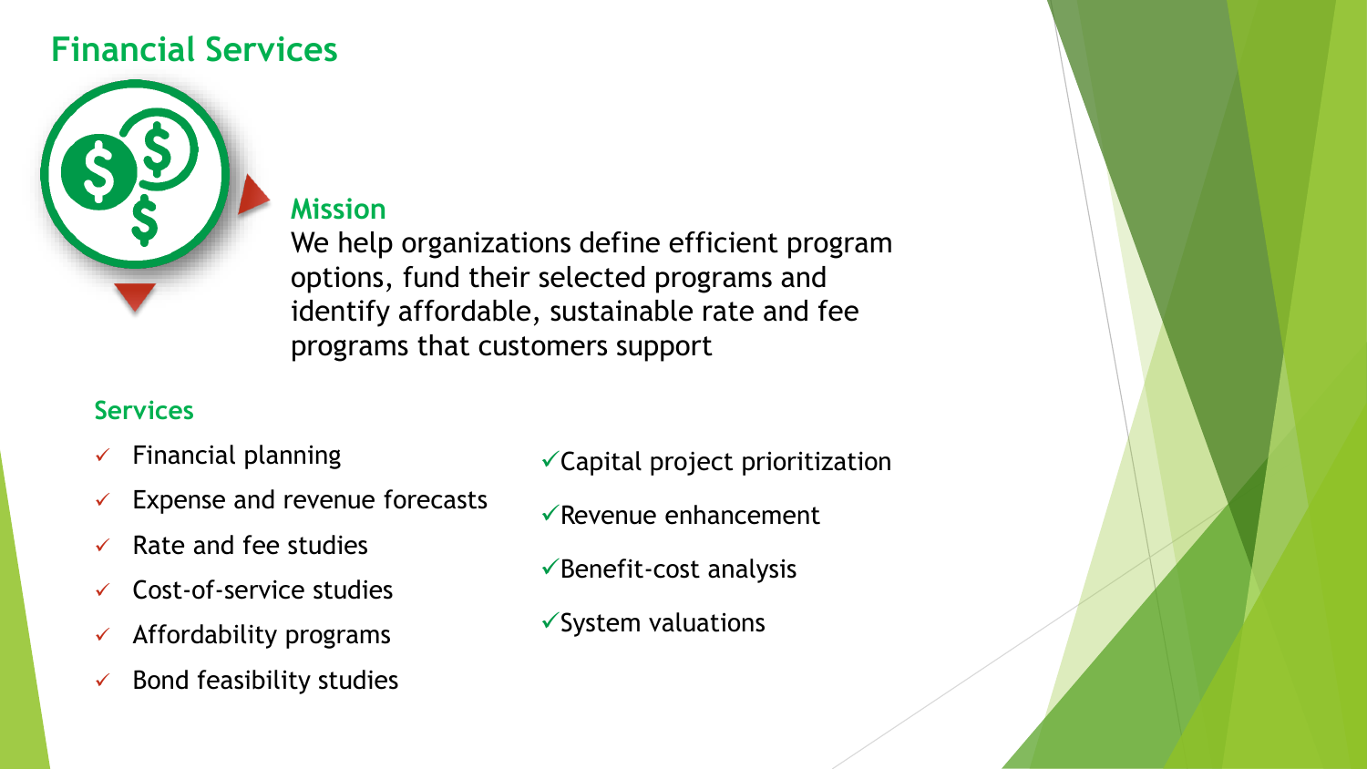# Financial Services

## Mission

We help organizations define efficient program options, fund their selected programs and identify affordable, sustainable rate and fee programs that customers support

## Services

- Financial planning
- Expense and revenue forecasts
- Rate and fee studies
- Cost-of-service studies
- Affordability programs
- Bond feasibility studies
- Capital project prioritization
- Revenue enhancement
- Benefit-cost analysis
- System valuations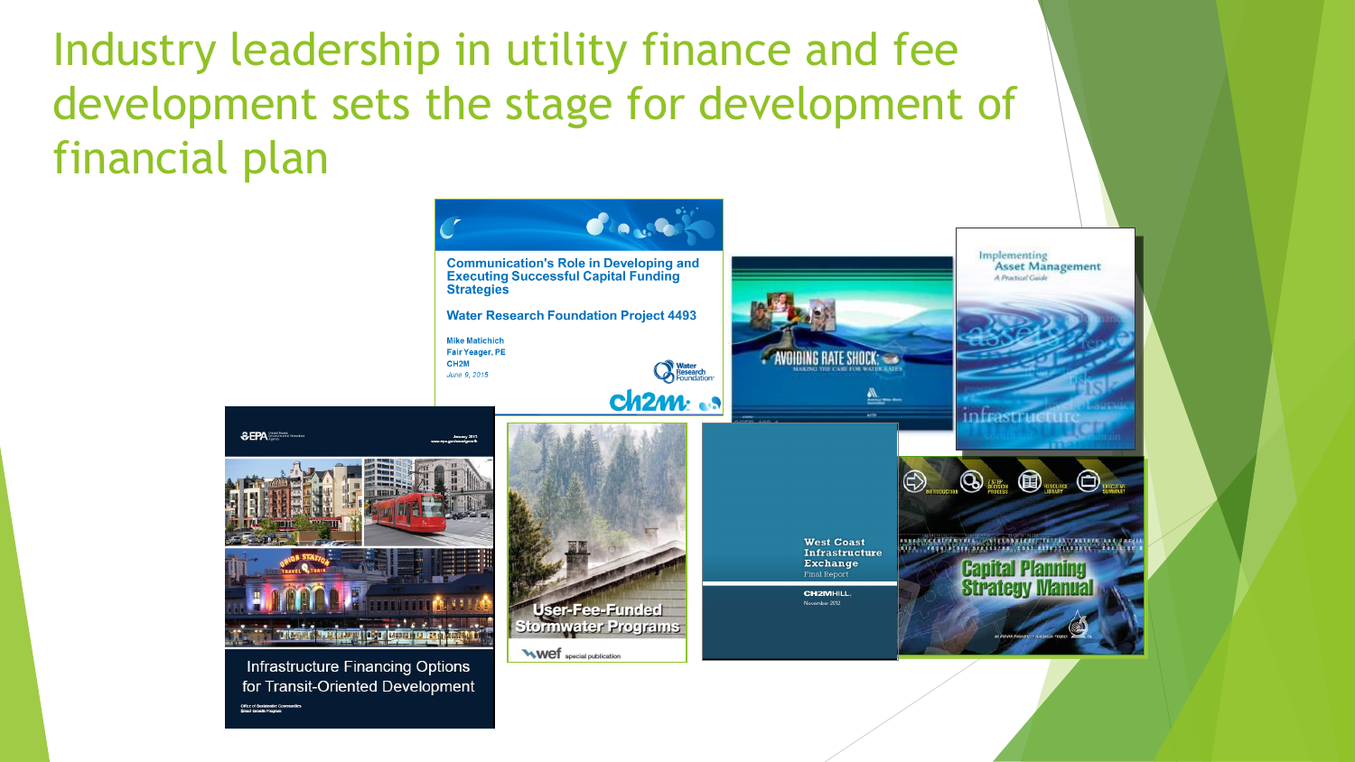# Industry leadership in utility finance and fee development sets the stage for development of financial plan

Communication's Role in Developing and Executing Successful Capital Funding Strategies

Water Research Foundation Project 4493

Mike Matichich
Fair Yeager, PE
CH2M
June 9, 2015

Water Research Foundation

ch2m:

AVOIDING RATE SHOCK: MAKING THE CASE FOR WATER RATES

Implementing Asset Management
A Practical Guide

EPA

Infrastructure Financing Options for Transit-Oriented Development

User-Fee-Funded Stormwater Programs

wef special publication

West Coast Infrastructure Exchange
Final Report

CH2MHILL
November 2012

INTRODUCTION

STEP DECISION PROCESS

RESOURCE LIBRARY

EXECUTIVE SUMMARY

Capital Planning Strategy Manual